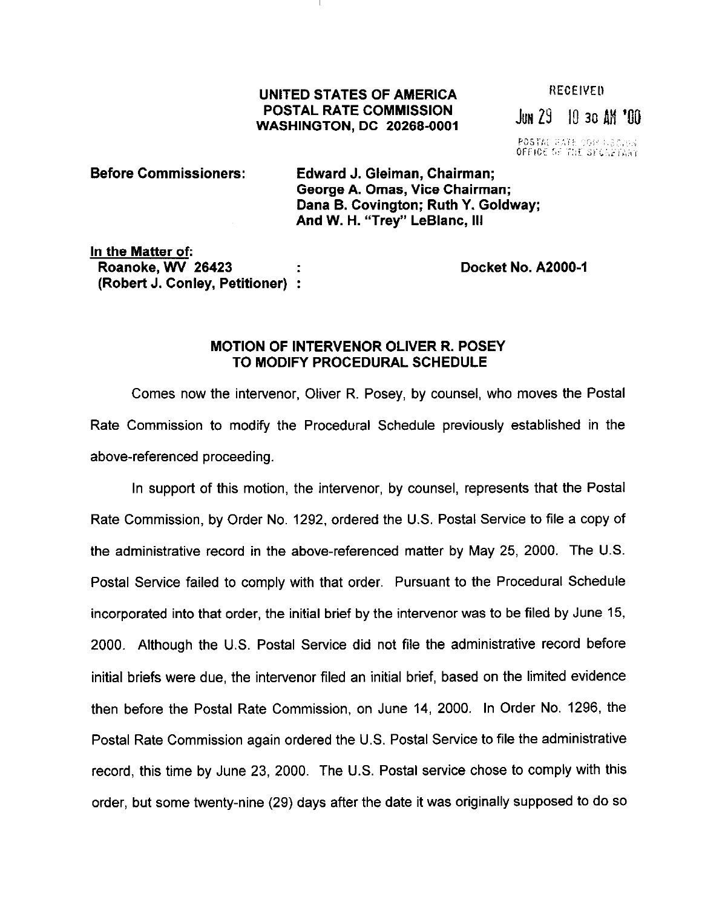**UNITED STATES OF AMERICA**
**POSTAL RATE COMMISSION**
**WASHINGTON, DC 20268-0001**

RECEIVED
JUN 29 10 30 AM '00
POSTAL RATE COMMISSION
OFFICE OF THE SECRETARY

**Before Commissioners:** **Edward J. Gleiman, Chairman;**
**George A. Omas, Vice Chairman;**
**Dana B. Covington; Ruth Y. Goldway;**
**And W. H. "Trey" LeBlanc, III**

**In the Matter of:**
**Roanoke, WV 26423** :
**(Robert J. Conley, Petitioner)** :

**Docket No. A2000-1**

## MOTION OF INTERVENOR OLIVER R. POSEY TO MODIFY PROCEDURAL SCHEDULE

Comes now the intervenor, Oliver R. Posey, by counsel, who moves the Postal Rate Commission to modify the Procedural Schedule previously established in the above-referenced proceeding.

In support of this motion, the intervenor, by counsel, represents that the Postal Rate Commission, by Order No. 1292, ordered the U.S. Postal Service to file a copy of the administrative record in the above-referenced matter by May 25, 2000. The U.S. Postal Service failed to comply with that order. Pursuant to the Procedural Schedule incorporated into that order, the initial brief by the intervenor was to be filed by June 15, 2000. Although the U.S. Postal Service did not file the administrative record before initial briefs were due, the intervenor filed an initial brief, based on the limited evidence then before the Postal Rate Commission, on June 14, 2000. In Order No. 1296, the Postal Rate Commission again ordered the U.S. Postal Service to file the administrative record, this time by June 23, 2000. The U.S. Postal service chose to comply with this order, but some twenty-nine (29) days after the date it was originally supposed to do so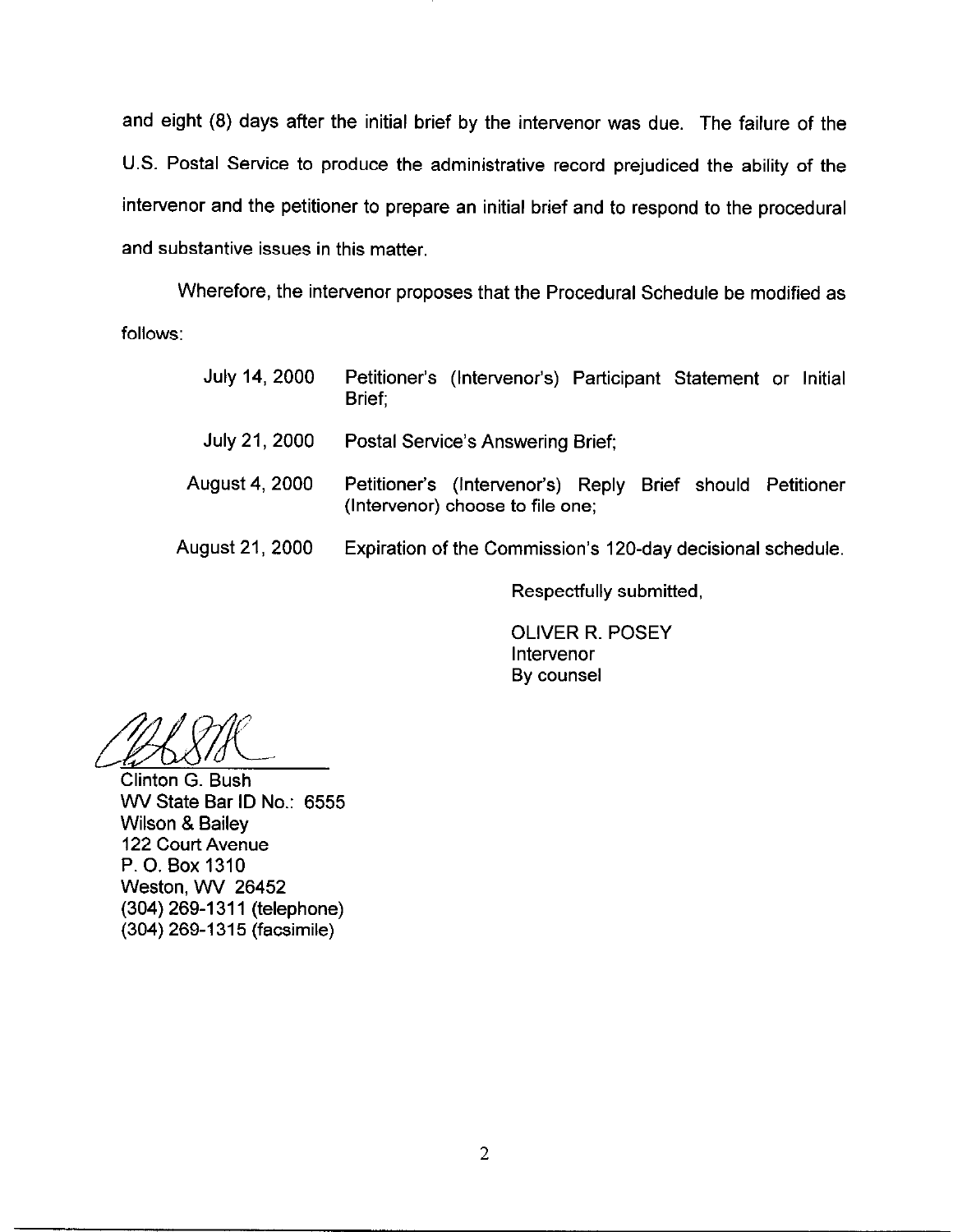and eight (8) days after the initial brief by the intervenor was due. The failure of the U.S. Postal Service to produce the administrative record prejudiced the ability of the intervenor and the petitioner to prepare an initial brief and to respond to the procedural and substantive issues in this matter.

Wherefore, the intervenor proposes that the Procedural Schedule be modified as follows:

| | |
|---|---|
| July 14, 2000 | Petitioner's (Intervenor's) Participant Statement or Initial Brief; |
| July 21, 2000 | Postal Service's Answering Brief; |
| August 4, 2000 | Petitioner's (Intervenor's) Reply Brief should Petitioner (Intervenor) choose to file one; |
| August 21, 2000 | Expiration of the Commission's 120-day decisional schedule. |

Respectfully submitted,

OLIVER R. POSEY
Intervenor
By counsel

Clinton G. Bush
WV State Bar ID No.: 6555
Wilson & Bailey
122 Court Avenue
P. O. Box 1310
Weston, WV 26452
(304) 269-1311 (telephone)
(304) 269-1315 (facsimile)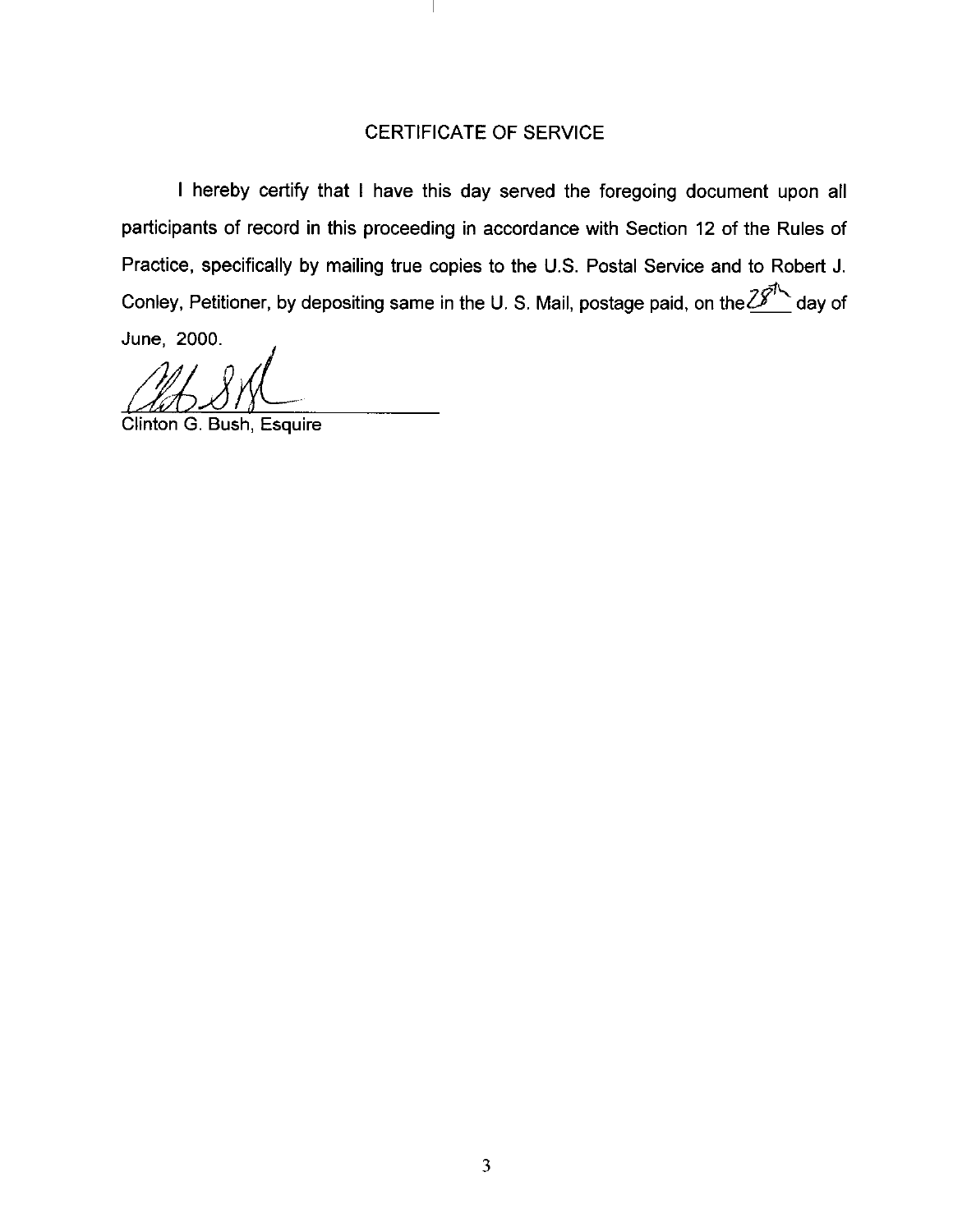## CERTIFICATE OF SERVICE

I hereby certify that I have this day served the foregoing document upon all participants of record in this proceeding in accordance with Section 12 of the Rules of Practice, specifically by mailing true copies to the U.S. Postal Service and to Robert J. Conley, Petitioner, by depositing same in the U. S. Mail, postage paid, on the 28th day of June, 2000.

Clinton G. Bush, Esquire